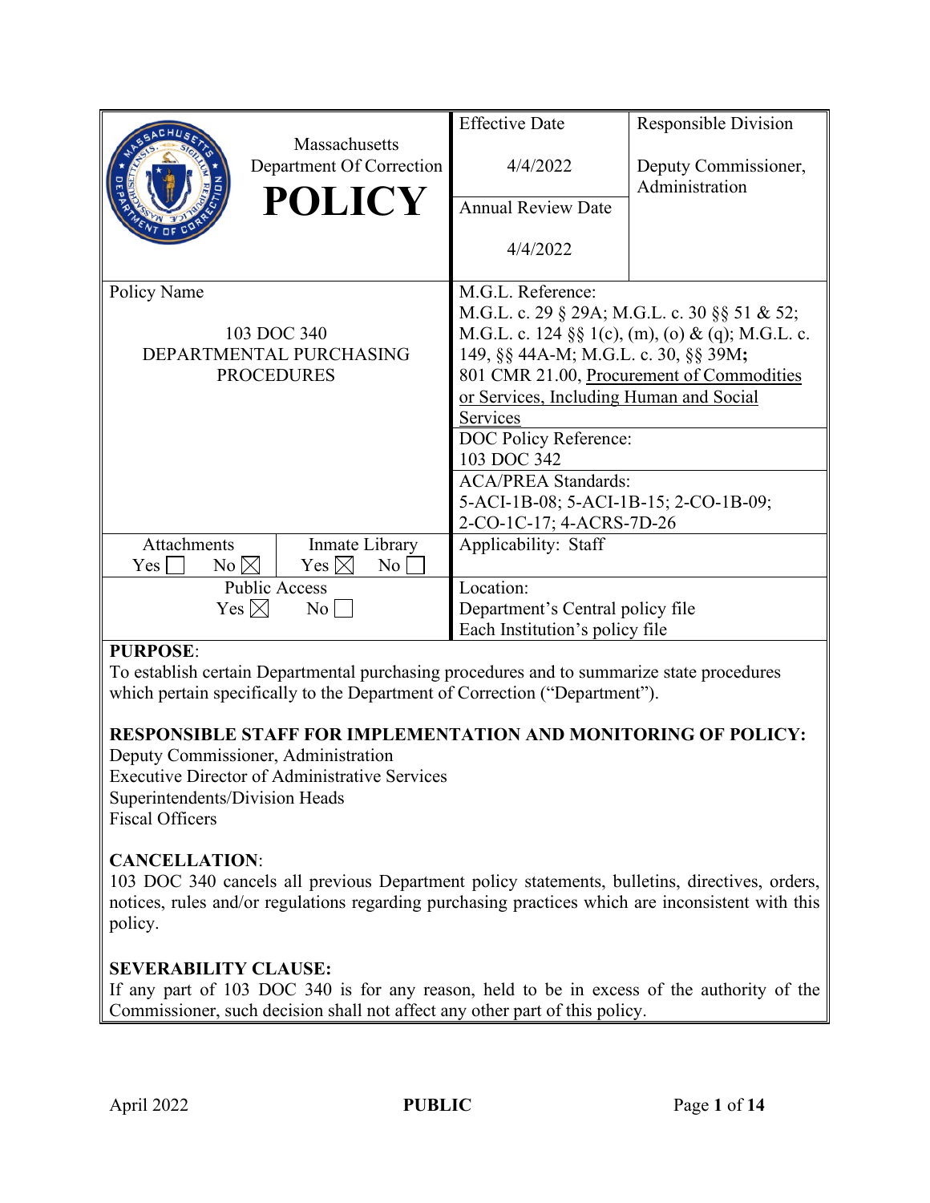| Massachusetts Department Of Correction **POLICY** | Effective Date<br>4/4/2022 | Responsible Division<br>Deputy Commissioner, Administration |
|---|---|---|
| | Annual Review Date<br>4/4/2022 | |
| Policy Name<br>103 DOC 340<br>DEPARTMENTAL PURCHASING PROCEDURES | M.G.L. Reference:<br>M.G.L. c. 29 § 29A; M.G.L. c. 30 §§ 51 & 52; M.G.L. c. 124 §§ 1(c), (m), (o) & (q); M.G.L. c. 149, §§ 44A-M; M.G.L. c. 30, §§ 39M**;** 801 CMR 21.00, Procurement of Commodities or Services, Including Human and Social Services | |
| | DOC Policy Reference:<br>103 DOC 342 | |
| | ACA/PREA Standards:<br>5-ACI-1B-08; 5-ACI-1B-15; 2-CO-1B-09; 2-CO-1C-17; 4-ACRS-7D-26 | |
| Attachments: Yes ☐ No ☒ / Inmate Library: Yes ☒ No ☐ | Applicability: Staff | |
| Public Access: Yes ☒ No ☐ | Location:<br>Department's Central policy file<br>Each Institution's policy file | |

**PURPOSE**:

To establish certain Departmental purchasing procedures and to summarize state procedures which pertain specifically to the Department of Correction ("Department").

**RESPONSIBLE STAFF FOR IMPLEMENTATION AND MONITORING OF POLICY:**

Deputy Commissioner, Administration
Executive Director of Administrative Services
Superintendents/Division Heads
Fiscal Officers

**CANCELLATION**:

103 DOC 340 cancels all previous Department policy statements, bulletins, directives, orders, notices, rules and/or regulations regarding purchasing practices which are inconsistent with this policy.

**SEVERABILITY CLAUSE:**

If any part of 103 DOC 340 is for any reason, held to be in excess of the authority of the Commissioner, such decision shall not affect any other part of this policy.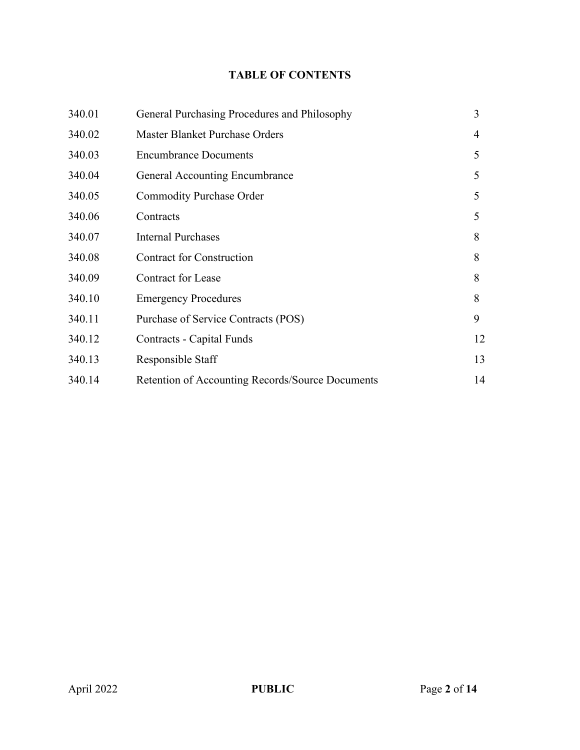## TABLE OF CONTENTS

| | | |
|---|---|---|
| 340.01 | General Purchasing Procedures and Philosophy | 3 |
| 340.02 | Master Blanket Purchase Orders | 4 |
| 340.03 | Encumbrance Documents | 5 |
| 340.04 | General Accounting Encumbrance | 5 |
| 340.05 | Commodity Purchase Order | 5 |
| 340.06 | Contracts | 5 |
| 340.07 | Internal Purchases | 8 |
| 340.08 | Contract for Construction | 8 |
| 340.09 | Contract for Lease | 8 |
| 340.10 | Emergency Procedures | 8 |
| 340.11 | Purchase of Service Contracts (POS) | 9 |
| 340.12 | Contracts - Capital Funds | 12 |
| 340.13 | Responsible Staff | 13 |
| 340.14 | Retention of Accounting Records/Source Documents | 14 |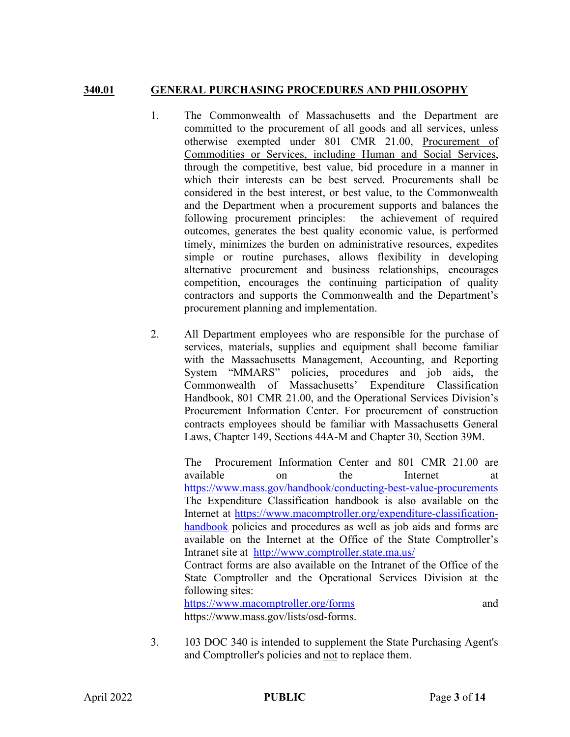## 340.01 GENERAL PURCHASING PROCEDURES AND PHILOSOPHY

1. The Commonwealth of Massachusetts and the Department are committed to the procurement of all goods and all services, unless otherwise exempted under 801 CMR 21.00, Procurement of Commodities or Services, including Human and Social Services, through the competitive, best value, bid procedure in a manner in which their interests can be best served. Procurements shall be considered in the best interest, or best value, to the Commonwealth and the Department when a procurement supports and balances the following procurement principles: the achievement of required outcomes, generates the best quality economic value, is performed timely, minimizes the burden on administrative resources, expedites simple or routine purchases, allows flexibility in developing alternative procurement and business relationships, encourages competition, encourages the continuing participation of quality contractors and supports the Commonwealth and the Department's procurement planning and implementation.

2. All Department employees who are responsible for the purchase of services, materials, supplies and equipment shall become familiar with the Massachusetts Management, Accounting, and Reporting System "MMARS" policies, procedures and job aids, the Commonwealth of Massachusetts' Expenditure Classification Handbook, 801 CMR 21.00, and the Operational Services Division's Procurement Information Center. For procurement of construction contracts employees should be familiar with Massachusetts General Laws, Chapter 149, Sections 44A-M and Chapter 30, Section 39M.

   The Procurement Information Center and 801 CMR 21.00 are available on the Internet at https://www.mass.gov/handbook/conducting-best-value-procurements The Expenditure Classification handbook is also available on the Internet at https://www.macomptroller.org/expenditure-classification-handbook policies and procedures as well as job aids and forms are available on the Internet at the Office of the State Comptroller's Intranet site at http://www.comptroller.state.ma.us/
   Contract forms are also available on the Intranet of the Office of the State Comptroller and the Operational Services Division at the following sites:
   https://www.macomptroller.org/forms and https://www.mass.gov/lists/osd-forms.

3. 103 DOC 340 is intended to supplement the State Purchasing Agent's and Comptroller's policies and not to replace them.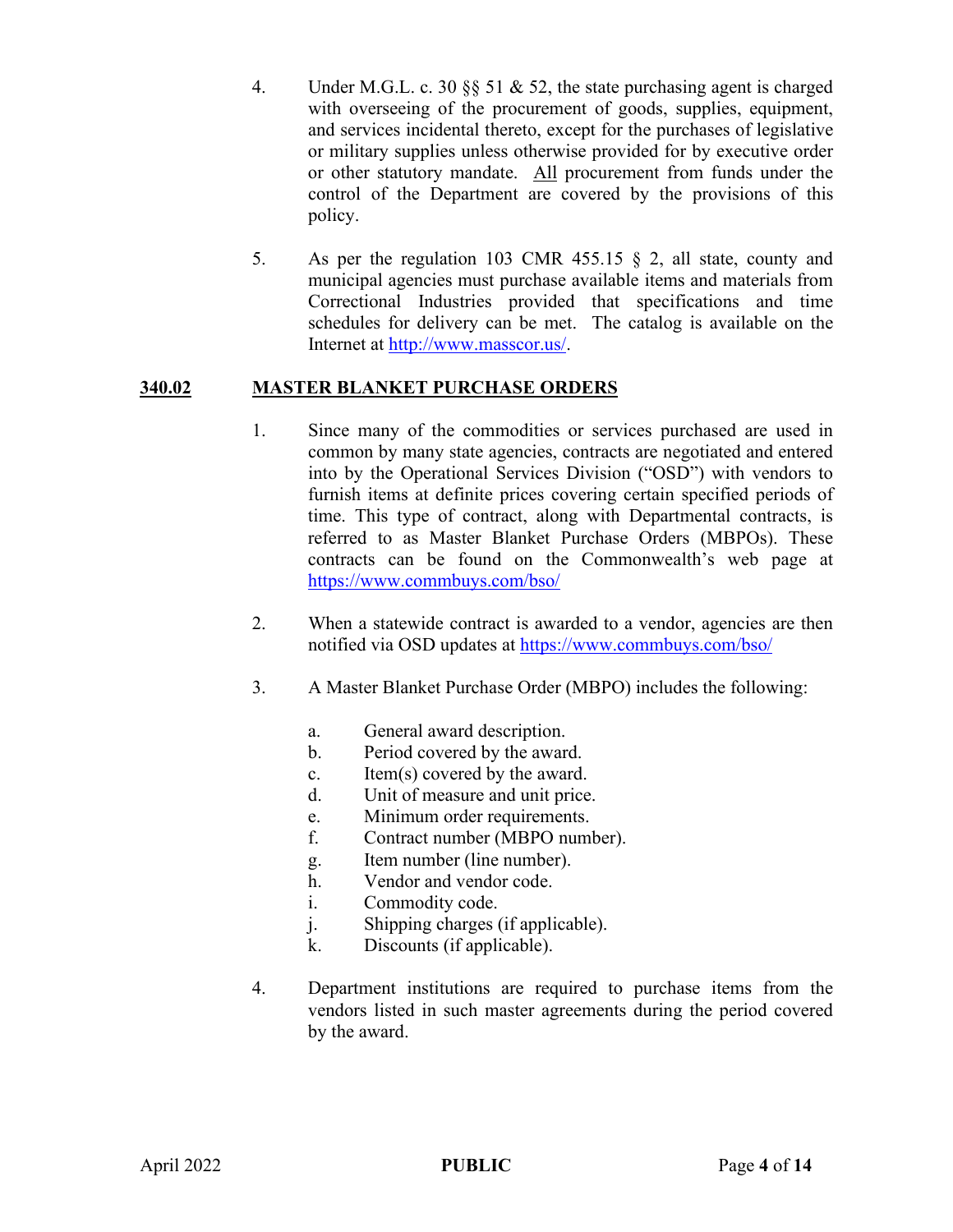4. Under M.G.L. c. 30 §§ 51 & 52, the state purchasing agent is charged with overseeing of the procurement of goods, supplies, equipment, and services incidental thereto, except for the purchases of legislative or military supplies unless otherwise provided for by executive order or other statutory mandate. <u>All</u> procurement from funds under the control of the Department are covered by the provisions of this policy.

5. As per the regulation 103 CMR 455.15 § 2, all state, county and municipal agencies must purchase available items and materials from Correctional Industries provided that specifications and time schedules for delivery can be met. The catalog is available on the Internet at [http://www.masscor.us/](http://www.masscor.us/).

## <u>340.02 MASTER BLANKET PURCHASE ORDERS</u>

1. Since many of the commodities or services purchased are used in common by many state agencies, contracts are negotiated and entered into by the Operational Services Division ("OSD") with vendors to furnish items at definite prices covering certain specified periods of time. This type of contract, along with Departmental contracts, is referred to as Master Blanket Purchase Orders (MBPOs). These contracts can be found on the Commonwealth's web page at [https://www.commbuys.com/bso/](https://www.commbuys.com/bso/)

2. When a statewide contract is awarded to a vendor, agencies are then notified via OSD updates at [https://www.commbuys.com/bso/](https://www.commbuys.com/bso/)

3. A Master Blanket Purchase Order (MBPO) includes the following:

   a. General award description.
   b. Period covered by the award.
   c. Item(s) covered by the award.
   d. Unit of measure and unit price.
   e. Minimum order requirements.
   f. Contract number (MBPO number).
   g. Item number (line number).
   h. Vendor and vendor code.
   i. Commodity code.
   j. Shipping charges (if applicable).
   k. Discounts (if applicable).

4. Department institutions are required to purchase items from the vendors listed in such master agreements during the period covered by the award.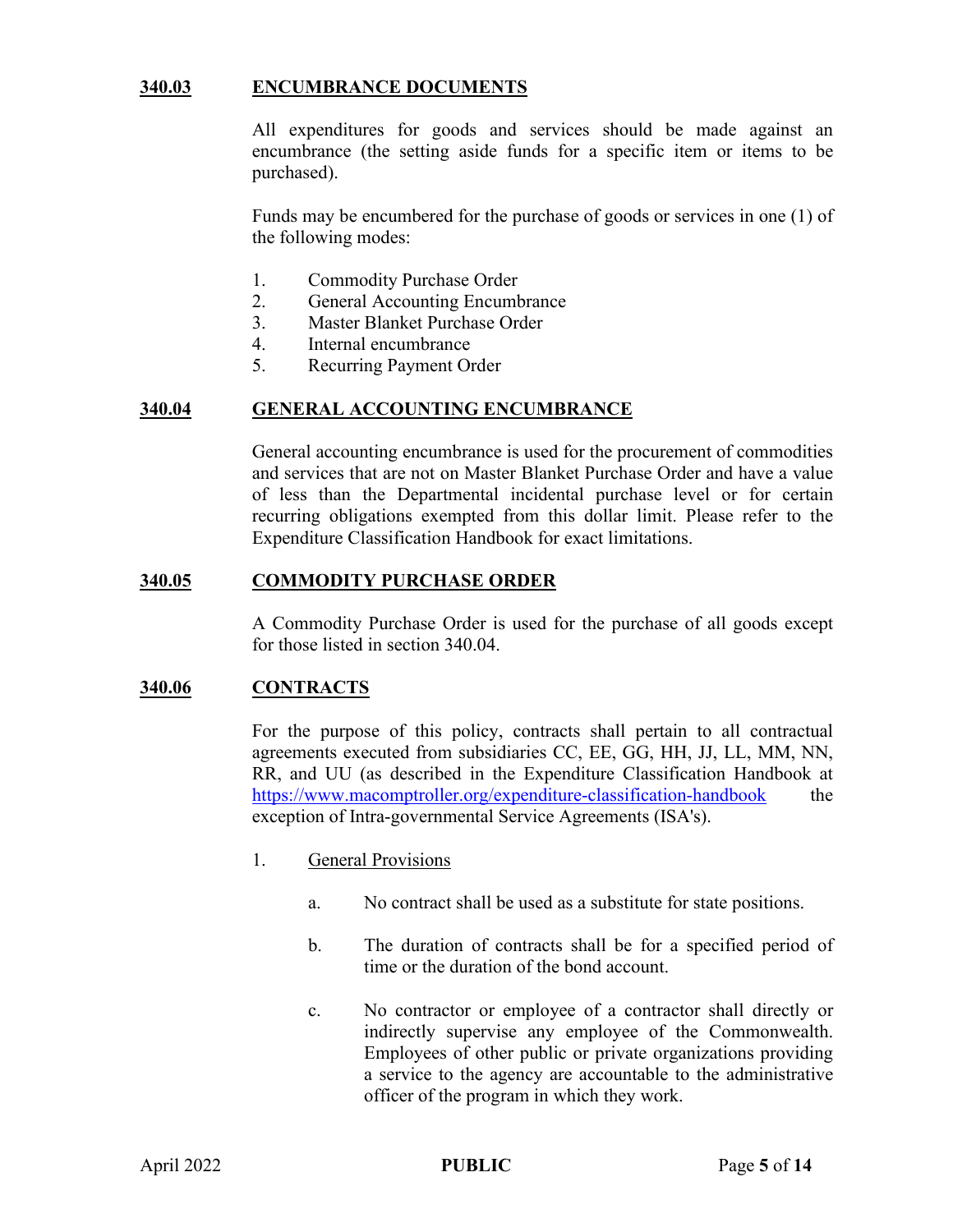## 340.03 ENCUMBRANCE DOCUMENTS

All expenditures for goods and services should be made against an encumbrance (the setting aside funds for a specific item or items to be purchased).

Funds may be encumbered for the purchase of goods or services in one (1) of the following modes:

1. Commodity Purchase Order
2. General Accounting Encumbrance
3. Master Blanket Purchase Order
4. Internal encumbrance
5. Recurring Payment Order

## 340.04 GENERAL ACCOUNTING ENCUMBRANCE

General accounting encumbrance is used for the procurement of commodities and services that are not on Master Blanket Purchase Order and have a value of less than the Departmental incidental purchase level or for certain recurring obligations exempted from this dollar limit. Please refer to the Expenditure Classification Handbook for exact limitations.

## 340.05 COMMODITY PURCHASE ORDER

A Commodity Purchase Order is used for the purchase of all goods except for those listed in section 340.04.

## 340.06 CONTRACTS

For the purpose of this policy, contracts shall pertain to all contractual agreements executed from subsidiaries CC, EE, GG, HH, JJ, LL, MM, NN, RR, and UU (as described in the Expenditure Classification Handbook at https://www.macomptroller.org/expenditure-classification-handbook the exception of Intra-governmental Service Agreements (ISA's).

1. General Provisions

   a. No contract shall be used as a substitute for state positions.

   b. The duration of contracts shall be for a specified period of time or the duration of the bond account.

   c. No contractor or employee of a contractor shall directly or indirectly supervise any employee of the Commonwealth. Employees of other public or private organizations providing a service to the agency are accountable to the administrative officer of the program in which they work.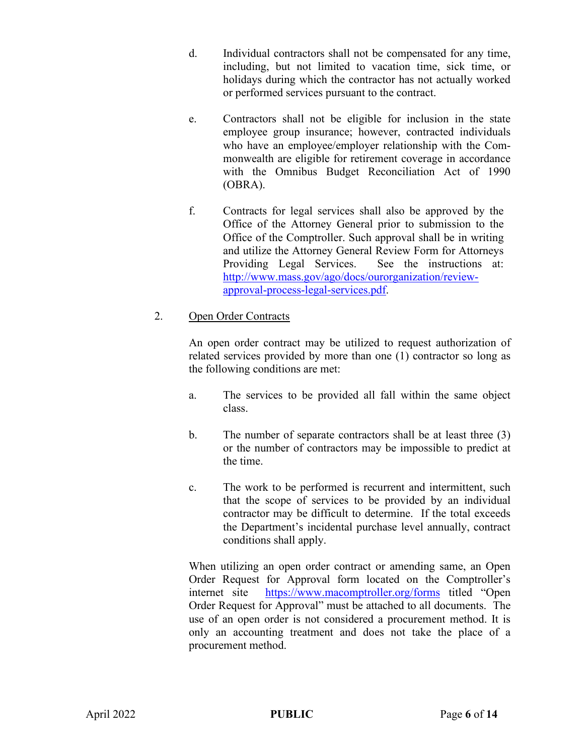d. Individual contractors shall not be compensated for any time, including, but not limited to vacation time, sick time, or holidays during which the contractor has not actually worked or performed services pursuant to the contract.

e. Contractors shall not be eligible for inclusion in the state employee group insurance; however, contracted individuals who have an employee/employer relationship with the Commonwealth are eligible for retirement coverage in accordance with the Omnibus Budget Reconciliation Act of 1990 (OBRA).

f. Contracts for legal services shall also be approved by the Office of the Attorney General prior to submission to the Office of the Comptroller. Such approval shall be in writing and utilize the Attorney General Review Form for Attorneys Providing Legal Services. See the instructions at: [http://www.mass.gov/ago/docs/ourorganization/review-approval-process-legal-services.pdf](http://www.mass.gov/ago/docs/ourorganization/review-approval-process-legal-services.pdf).

2. Open Order Contracts

An open order contract may be utilized to request authorization of related services provided by more than one (1) contractor so long as the following conditions are met:

a. The services to be provided all fall within the same object class.

b. The number of separate contractors shall be at least three (3) or the number of contractors may be impossible to predict at the time.

c. The work to be performed is recurrent and intermittent, such that the scope of services to be provided by an individual contractor may be difficult to determine. If the total exceeds the Department's incidental purchase level annually, contract conditions shall apply.

When utilizing an open order contract or amending same, an Open Order Request for Approval form located on the Comptroller's internet site [https://www.macomptroller.org/forms](https://www.macomptroller.org/forms) titled "Open Order Request for Approval" must be attached to all documents. The use of an open order is not considered a procurement method. It is only an accounting treatment and does not take the place of a procurement method.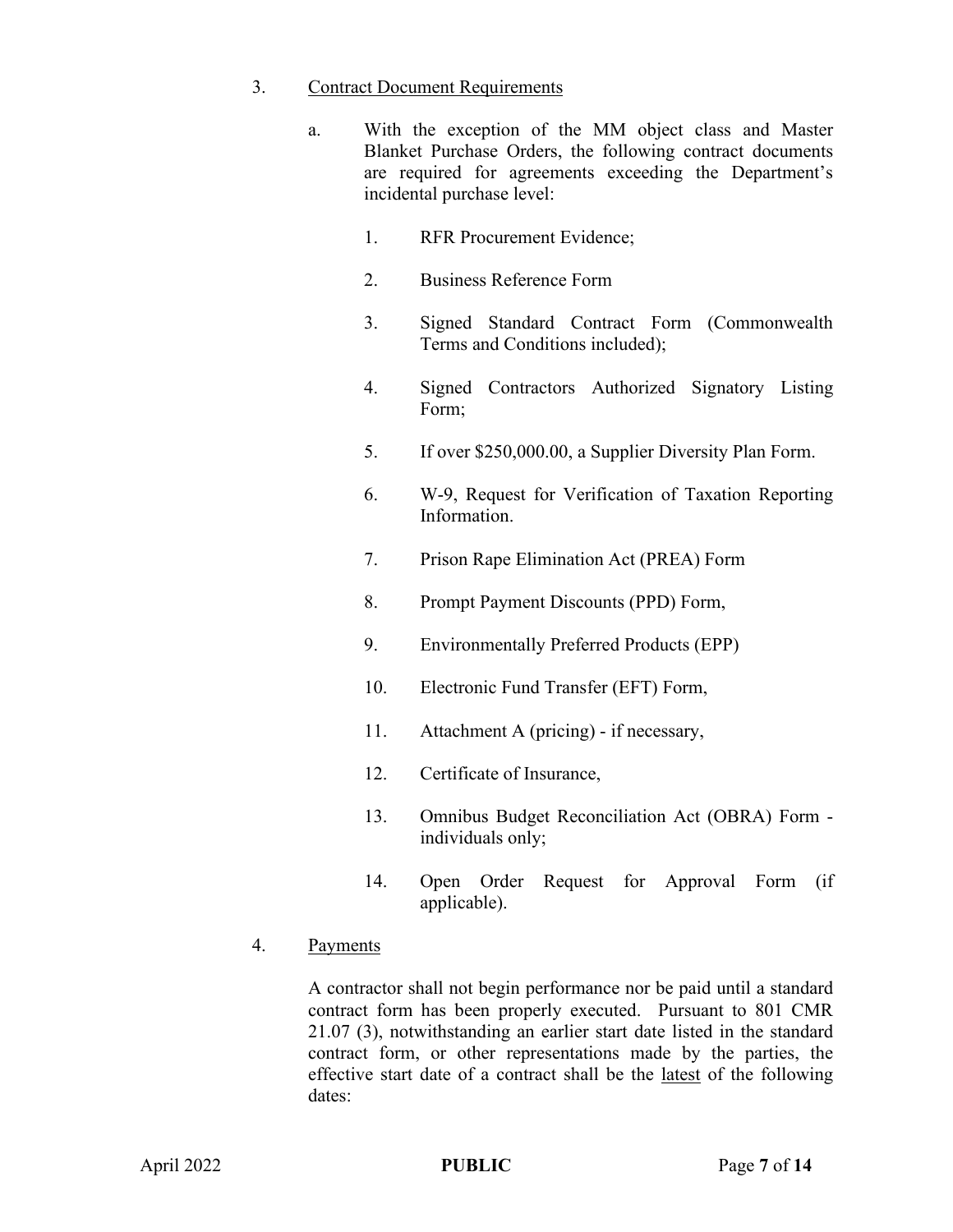3. <u>Contract Document Requirements</u>

   a. With the exception of the MM object class and Master Blanket Purchase Orders, the following contract documents are required for agreements exceeding the Department's incidental purchase level:

      1. RFR Procurement Evidence;

      2. Business Reference Form

      3. Signed Standard Contract Form (Commonwealth Terms and Conditions included);

      4. Signed Contractors Authorized Signatory Listing Form;

      5. If over $250,000.00, a Supplier Diversity Plan Form.

      6. W-9, Request for Verification of Taxation Reporting Information.

      7. Prison Rape Elimination Act (PREA) Form

      8. Prompt Payment Discounts (PPD) Form,

      9. Environmentally Preferred Products (EPP)

      10. Electronic Fund Transfer (EFT) Form,

      11. Attachment A (pricing) - if necessary,

      12. Certificate of Insurance,

      13. Omnibus Budget Reconciliation Act (OBRA) Form - individuals only;

      14. Open Order Request for Approval Form (if applicable).

4. <u>Payments</u>

   A contractor shall not begin performance nor be paid until a standard contract form has been properly executed. Pursuant to 801 CMR 21.07 (3), notwithstanding an earlier start date listed in the standard contract form, or other representations made by the parties, the effective start date of a contract shall be the <u>latest</u> of the following dates: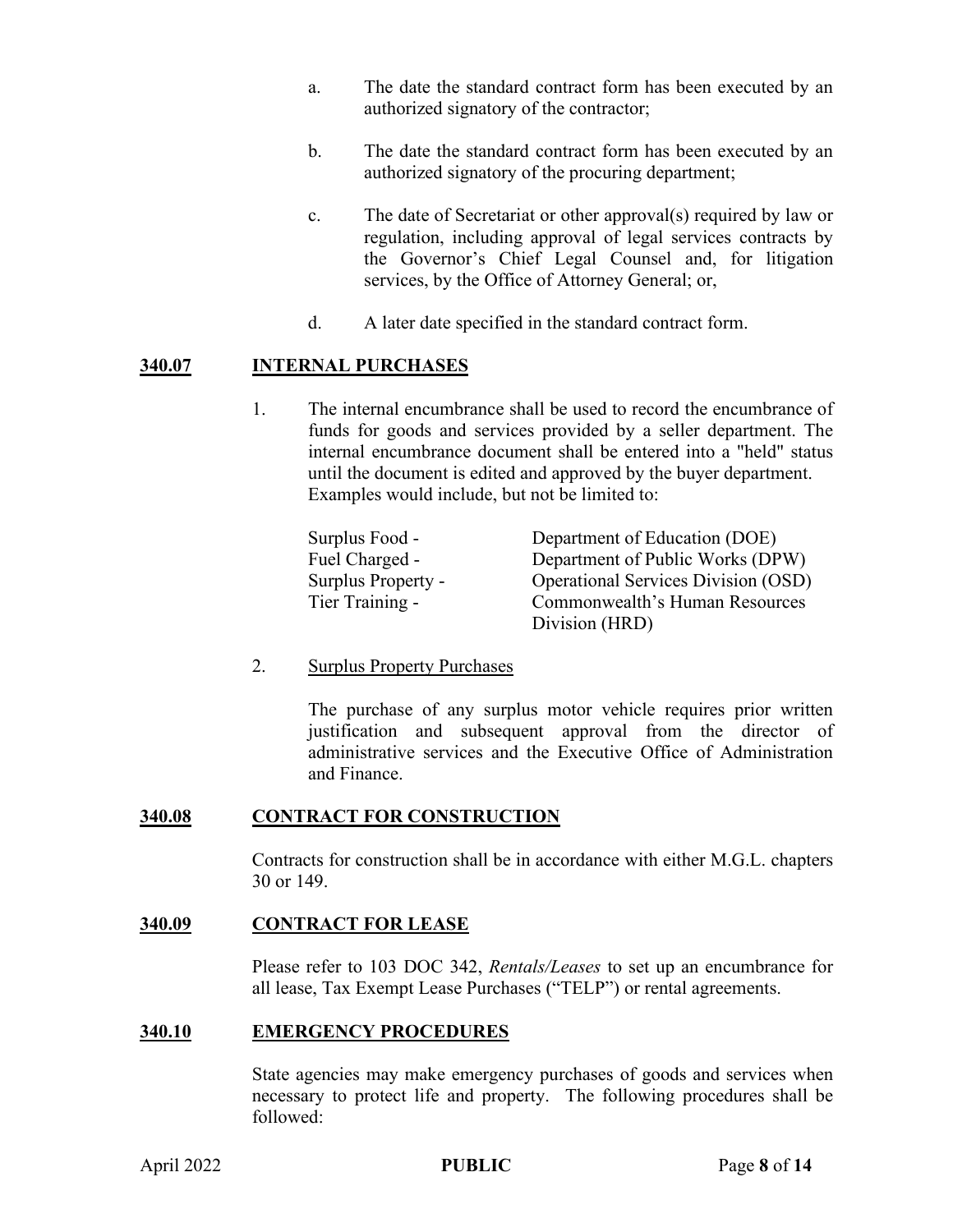a. The date the standard contract form has been executed by an authorized signatory of the contractor;

b. The date the standard contract form has been executed by an authorized signatory of the procuring department;

c. The date of Secretariat or other approval(s) required by law or regulation, including approval of legal services contracts by the Governor's Chief Legal Counsel and, for litigation services, by the Office of Attorney General; or,

d. A later date specified in the standard contract form.

## 340.07 INTERNAL PURCHASES

1. The internal encumbrance shall be used to record the encumbrance of funds for goods and services provided by a seller department. The internal encumbrance document shall be entered into a "held" status until the document is edited and approved by the buyer department. Examples would include, but not be limited to:

| | |
|---|---|
| Surplus Food - | Department of Education (DOE) |
| Fuel Charged - | Department of Public Works (DPW) |
| Surplus Property - | Operational Services Division (OSD) |
| Tier Training - | Commonwealth's Human Resources Division (HRD) |

2. Surplus Property Purchases

   The purchase of any surplus motor vehicle requires prior written justification and subsequent approval from the director of administrative services and the Executive Office of Administration and Finance.

## 340.08 CONTRACT FOR CONSTRUCTION

Contracts for construction shall be in accordance with either M.G.L. chapters 30 or 149.

## 340.09 CONTRACT FOR LEASE

Please refer to 103 DOC 342, *Rentals/Leases* to set up an encumbrance for all lease, Tax Exempt Lease Purchases ("TELP") or rental agreements.

## 340.10 EMERGENCY PROCEDURES

State agencies may make emergency purchases of goods and services when necessary to protect life and property. The following procedures shall be followed: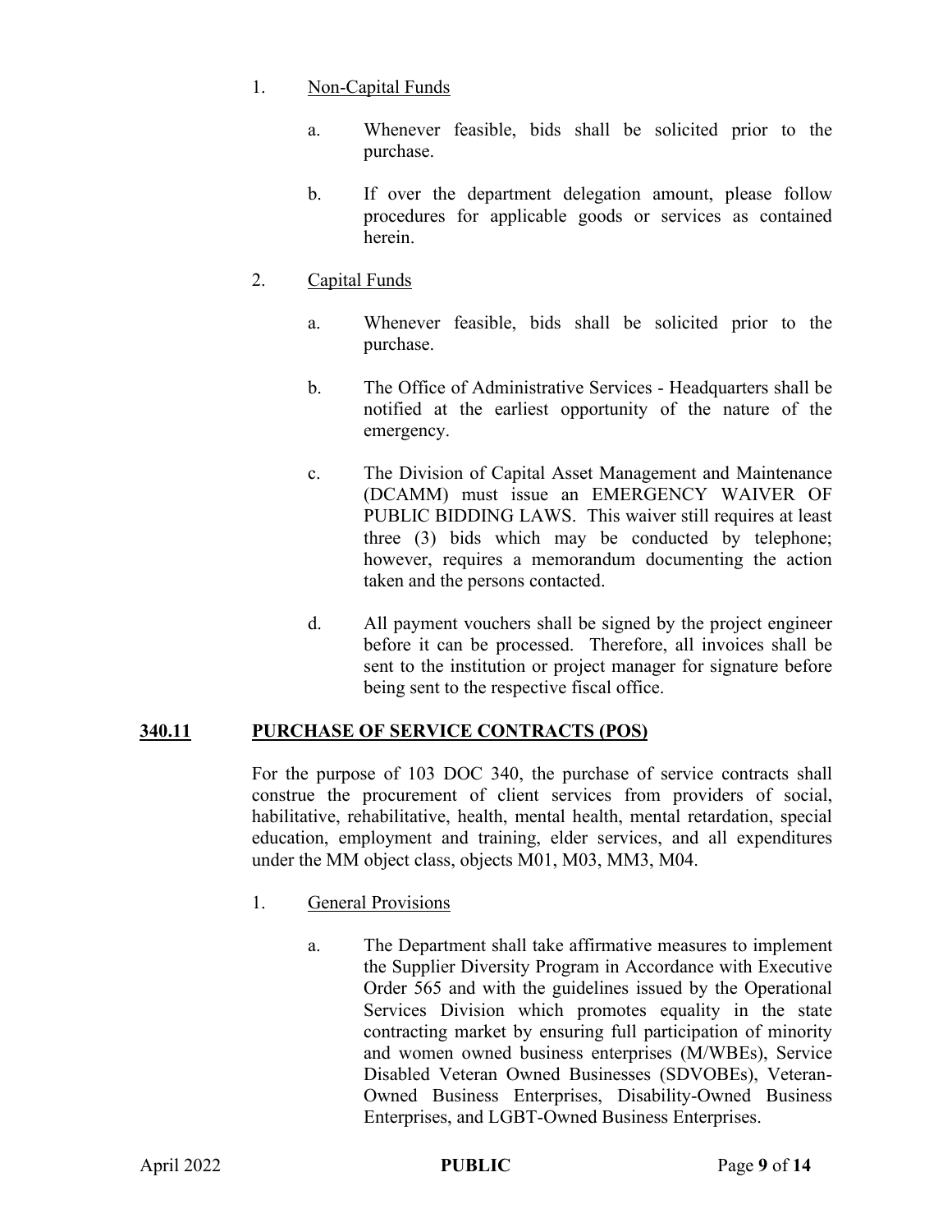1. Non-Capital Funds

    a. Whenever feasible, bids shall be solicited prior to the purchase.

    b. If over the department delegation amount, please follow procedures for applicable goods or services as contained herein.

2. Capital Funds

    a. Whenever feasible, bids shall be solicited prior to the purchase.

    b. The Office of Administrative Services - Headquarters shall be notified at the earliest opportunity of the nature of the emergency.

    c. The Division of Capital Asset Management and Maintenance (DCAMM) must issue an EMERGENCY WAIVER OF PUBLIC BIDDING LAWS. This waiver still requires at least three (3) bids which may be conducted by telephone; however, requires a memorandum documenting the action taken and the persons contacted.

    d. All payment vouchers shall be signed by the project engineer before it can be processed. Therefore, all invoices shall be sent to the institution or project manager for signature before being sent to the respective fiscal office.

## 340.11 PURCHASE OF SERVICE CONTRACTS (POS)

For the purpose of 103 DOC 340, the purchase of service contracts shall construe the procurement of client services from providers of social, habilitative, rehabilitative, health, mental health, mental retardation, special education, employment and training, elder services, and all expenditures under the MM object class, objects M01, M03, MM3, M04.

1. General Provisions

    a. The Department shall take affirmative measures to implement the Supplier Diversity Program in Accordance with Executive Order 565 and with the guidelines issued by the Operational Services Division which promotes equality in the state contracting market by ensuring full participation of minority and women owned business enterprises (M/WBEs), Service Disabled Veteran Owned Businesses (SDVOBEs), Veteran-Owned Business Enterprises, Disability-Owned Business Enterprises, and LGBT-Owned Business Enterprises.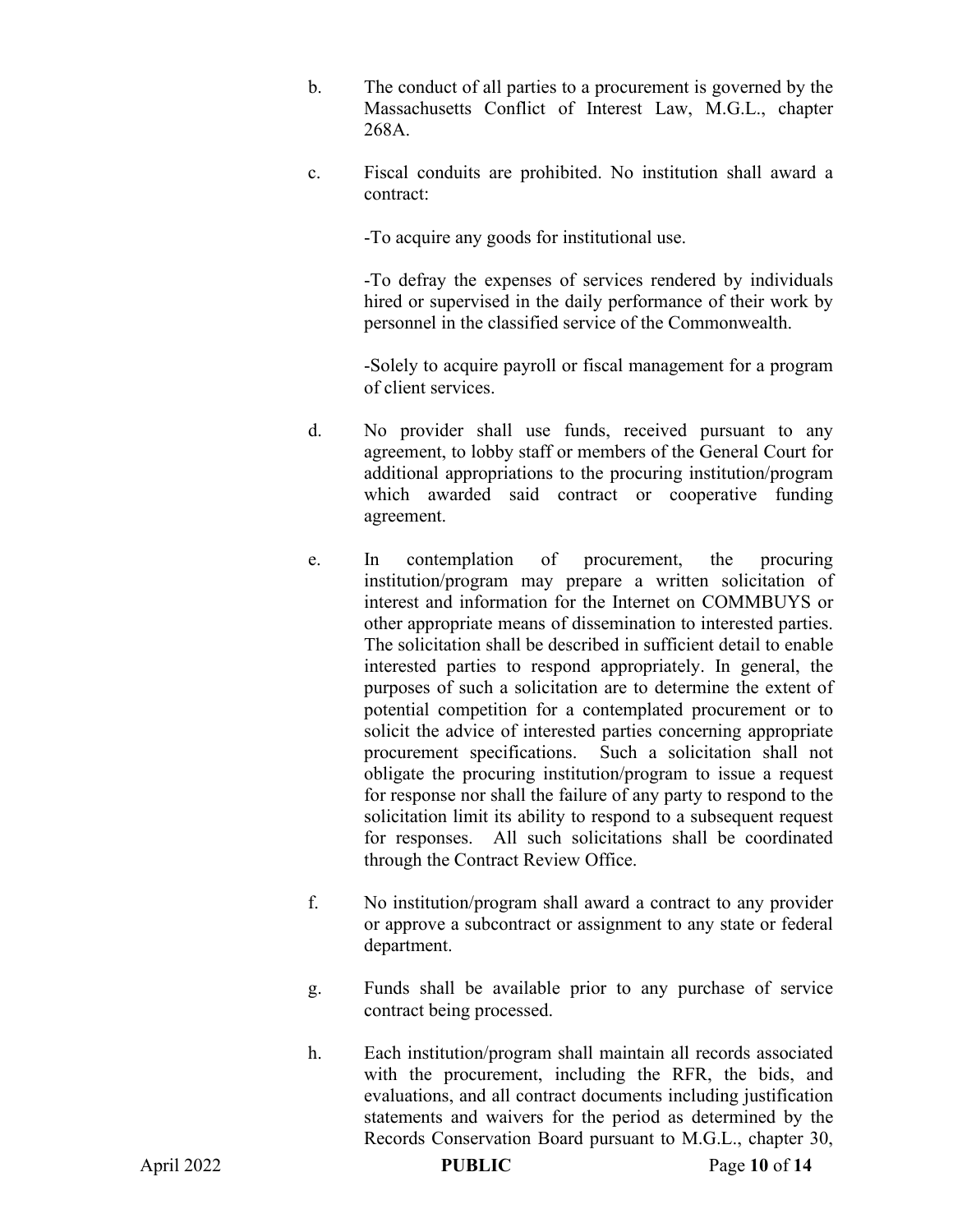b. The conduct of all parties to a procurement is governed by the Massachusetts Conflict of Interest Law, M.G.L., chapter 268A.

c. Fiscal conduits are prohibited. No institution shall award a contract:

   -To acquire any goods for institutional use.

   -To defray the expenses of services rendered by individuals hired or supervised in the daily performance of their work by personnel in the classified service of the Commonwealth.

   -Solely to acquire payroll or fiscal management for a program of client services.

d. No provider shall use funds, received pursuant to any agreement, to lobby staff or members of the General Court for additional appropriations to the procuring institution/program which awarded said contract or cooperative funding agreement.

e. In contemplation of procurement, the procuring institution/program may prepare a written solicitation of interest and information for the Internet on COMMBUYS or other appropriate means of dissemination to interested parties. The solicitation shall be described in sufficient detail to enable interested parties to respond appropriately. In general, the purposes of such a solicitation are to determine the extent of potential competition for a contemplated procurement or to solicit the advice of interested parties concerning appropriate procurement specifications. Such a solicitation shall not obligate the procuring institution/program to issue a request for response nor shall the failure of any party to respond to the solicitation limit its ability to respond to a subsequent request for responses. All such solicitations shall be coordinated through the Contract Review Office.

f. No institution/program shall award a contract to any provider or approve a subcontract or assignment to any state or federal department.

g. Funds shall be available prior to any purchase of service contract being processed.

h. Each institution/program shall maintain all records associated with the procurement, including the RFR, the bids, and evaluations, and all contract documents including justification statements and waivers for the period as determined by the Records Conservation Board pursuant to M.G.L., chapter 30,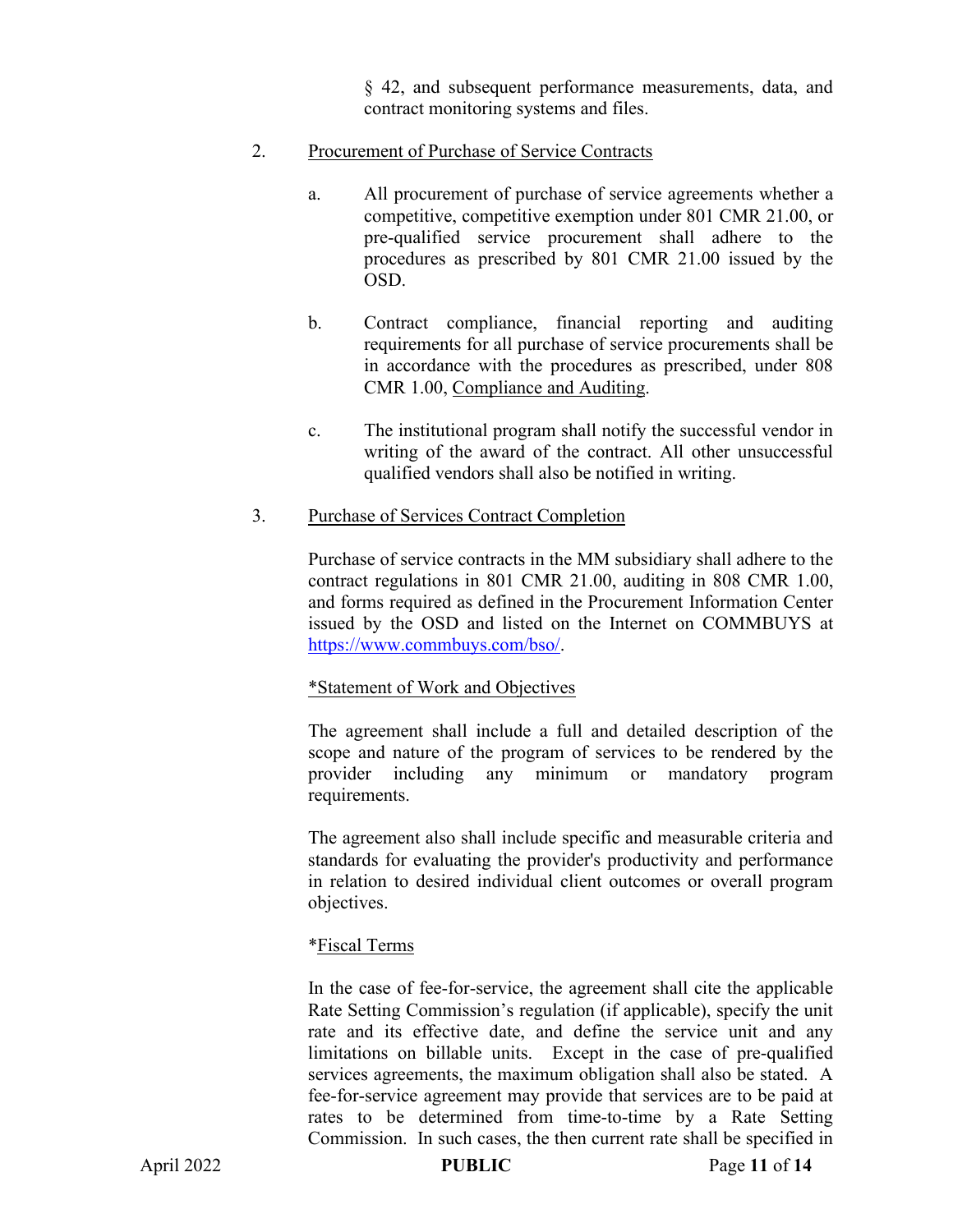§ 42, and subsequent performance measurements, data, and contract monitoring systems and files.

2. Procurement of Purchase of Service Contracts

   a. All procurement of purchase of service agreements whether a competitive, competitive exemption under 801 CMR 21.00, or pre-qualified service procurement shall adhere to the procedures as prescribed by 801 CMR 21.00 issued by the OSD.

   b. Contract compliance, financial reporting and auditing requirements for all purchase of service procurements shall be in accordance with the procedures as prescribed, under 808 CMR 1.00, Compliance and Auditing.

   c. The institutional program shall notify the successful vendor in writing of the award of the contract. All other unsuccessful qualified vendors shall also be notified in writing.

3. Purchase of Services Contract Completion

   Purchase of service contracts in the MM subsidiary shall adhere to the contract regulations in 801 CMR 21.00, auditing in 808 CMR 1.00, and forms required as defined in the Procurement Information Center issued by the OSD and listed on the Internet on COMMBUYS at https://www.commbuys.com/bso/.

   *Statement of Work and Objectives

   The agreement shall include a full and detailed description of the scope and nature of the program of services to be rendered by the provider including any minimum or mandatory program requirements.

   The agreement also shall include specific and measurable criteria and standards for evaluating the provider's productivity and performance in relation to desired individual client outcomes or overall program objectives.

   *Fiscal Terms

   In the case of fee-for-service, the agreement shall cite the applicable Rate Setting Commission's regulation (if applicable), specify the unit rate and its effective date, and define the service unit and any limitations on billable units. Except in the case of pre-qualified services agreements, the maximum obligation shall also be stated. A fee-for-service agreement may provide that services are to be paid at rates to be determined from time-to-time by a Rate Setting Commission. In such cases, the then current rate shall be specified in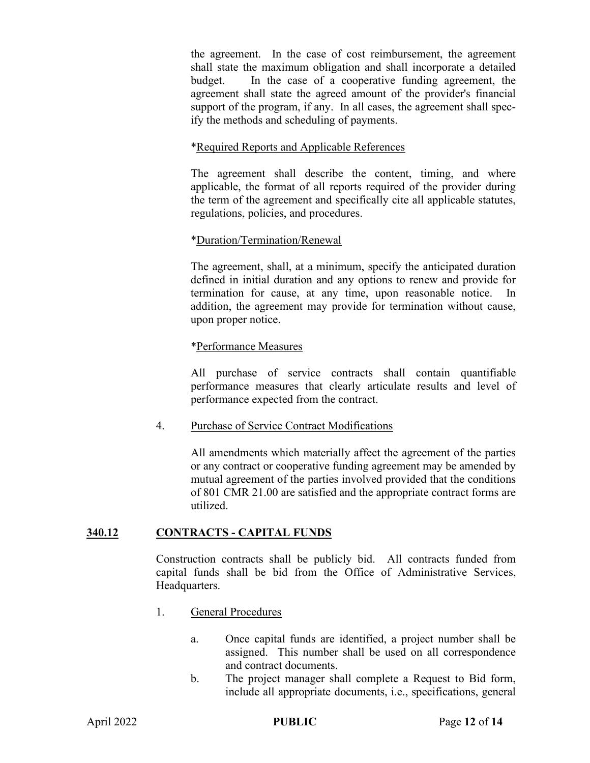the agreement. In the case of cost reimbursement, the agreement shall state the maximum obligation and shall incorporate a detailed budget. In the case of a cooperative funding agreement, the agreement shall state the agreed amount of the provider's financial support of the program, if any. In all cases, the agreement shall specify the methods and scheduling of payments.

*Required Reports and Applicable References

The agreement shall describe the content, timing, and where applicable, the format of all reports required of the provider during the term of the agreement and specifically cite all applicable statutes, regulations, policies, and procedures.

*Duration/Termination/Renewal

The agreement, shall, at a minimum, specify the anticipated duration defined in initial duration and any options to renew and provide for termination for cause, at any time, upon reasonable notice. In addition, the agreement may provide for termination without cause, upon proper notice.

*Performance Measures

All purchase of service contracts shall contain quantifiable performance measures that clearly articulate results and level of performance expected from the contract.

4. Purchase of Service Contract Modifications

   All amendments which materially affect the agreement of the parties or any contract or cooperative funding agreement may be amended by mutual agreement of the parties involved provided that the conditions of 801 CMR 21.00 are satisfied and the appropriate contract forms are utilized.

## 340.12 CONTRACTS - CAPITAL FUNDS

Construction contracts shall be publicly bid. All contracts funded from capital funds shall be bid from the Office of Administrative Services, Headquarters.

1. General Procedures

   a. Once capital funds are identified, a project number shall be assigned. This number shall be used on all correspondence and contract documents.
   b. The project manager shall complete a Request to Bid form, include all appropriate documents, i.e., specifications, general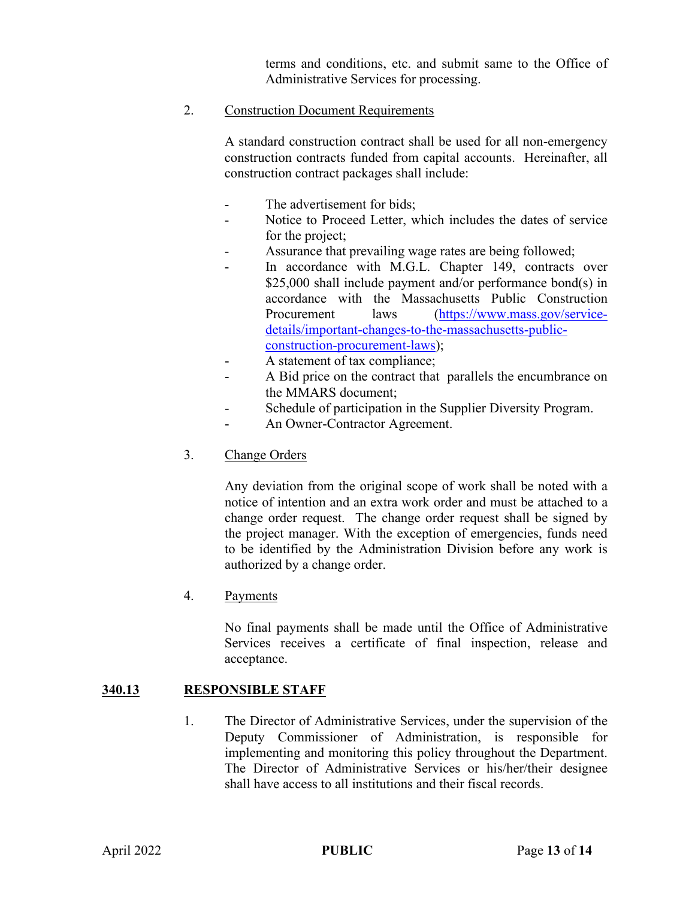terms and conditions, etc. and submit same to the Office of Administrative Services for processing.

2. Construction Document Requirements

   A standard construction contract shall be used for all non-emergency construction contracts funded from capital accounts. Hereinafter, all construction contract packages shall include:

   - The advertisement for bids;
   - Notice to Proceed Letter, which includes the dates of service for the project;
   - Assurance that prevailing wage rates are being followed;
   - In accordance with M.G.L. Chapter 149, contracts over $25,000 shall include payment and/or performance bond(s) in accordance with the Massachusetts Public Construction Procurement laws ([https://www.mass.gov/service-details/important-changes-to-the-massachusetts-public-construction-procurement-laws](https://www.mass.gov/service-details/important-changes-to-the-massachusetts-public-construction-procurement-laws));
   - A statement of tax compliance;
   - A Bid price on the contract that parallels the encumbrance on the MMARS document;
   - Schedule of participation in the Supplier Diversity Program.
   - An Owner-Contractor Agreement.

3. Change Orders

   Any deviation from the original scope of work shall be noted with a notice of intention and an extra work order and must be attached to a change order request. The change order request shall be signed by the project manager. With the exception of emergencies, funds need to be identified by the Administration Division before any work is authorized by a change order.

4. Payments

   No final payments shall be made until the Office of Administrative Services receives a certificate of final inspection, release and acceptance.

## 340.13 RESPONSIBLE STAFF

1. The Director of Administrative Services, under the supervision of the Deputy Commissioner of Administration, is responsible for implementing and monitoring this policy throughout the Department. The Director of Administrative Services or his/her/their designee shall have access to all institutions and their fiscal records.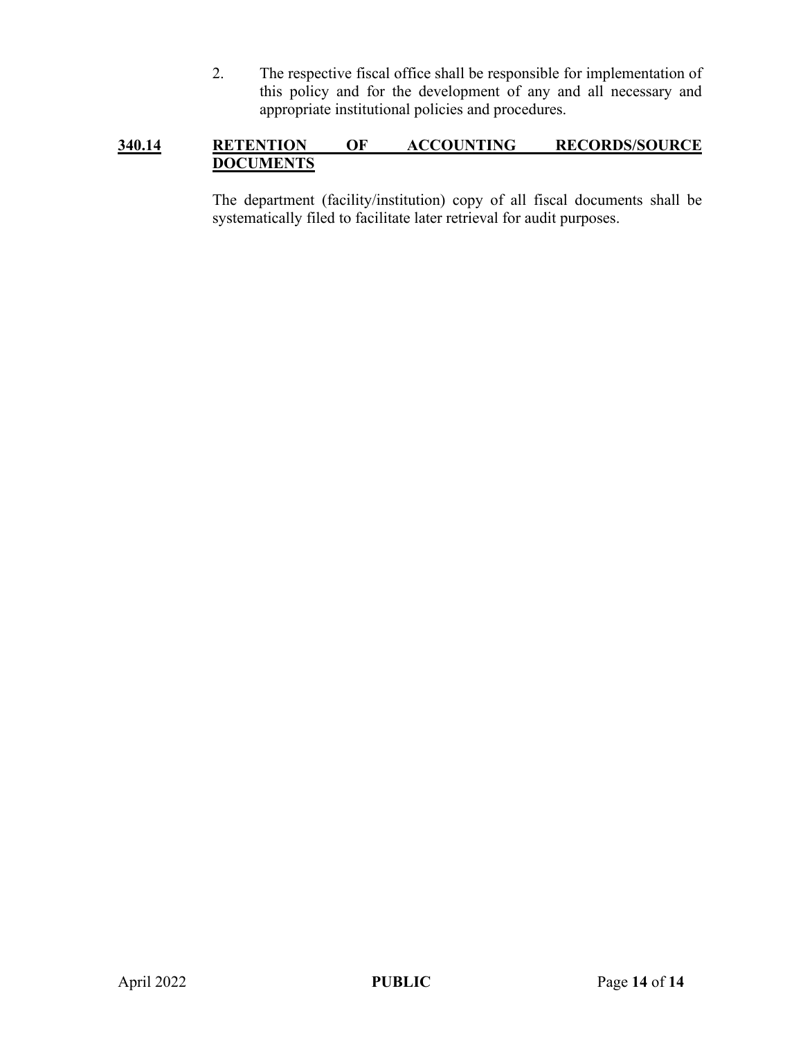2. The respective fiscal office shall be responsible for implementation of this policy and for the development of any and all necessary and appropriate institutional policies and procedures.

## **340.14 RETENTION OF ACCOUNTING RECORDS/SOURCE DOCUMENTS**

The department (facility/institution) copy of all fiscal documents shall be systematically filed to facilitate later retrieval for audit purposes.